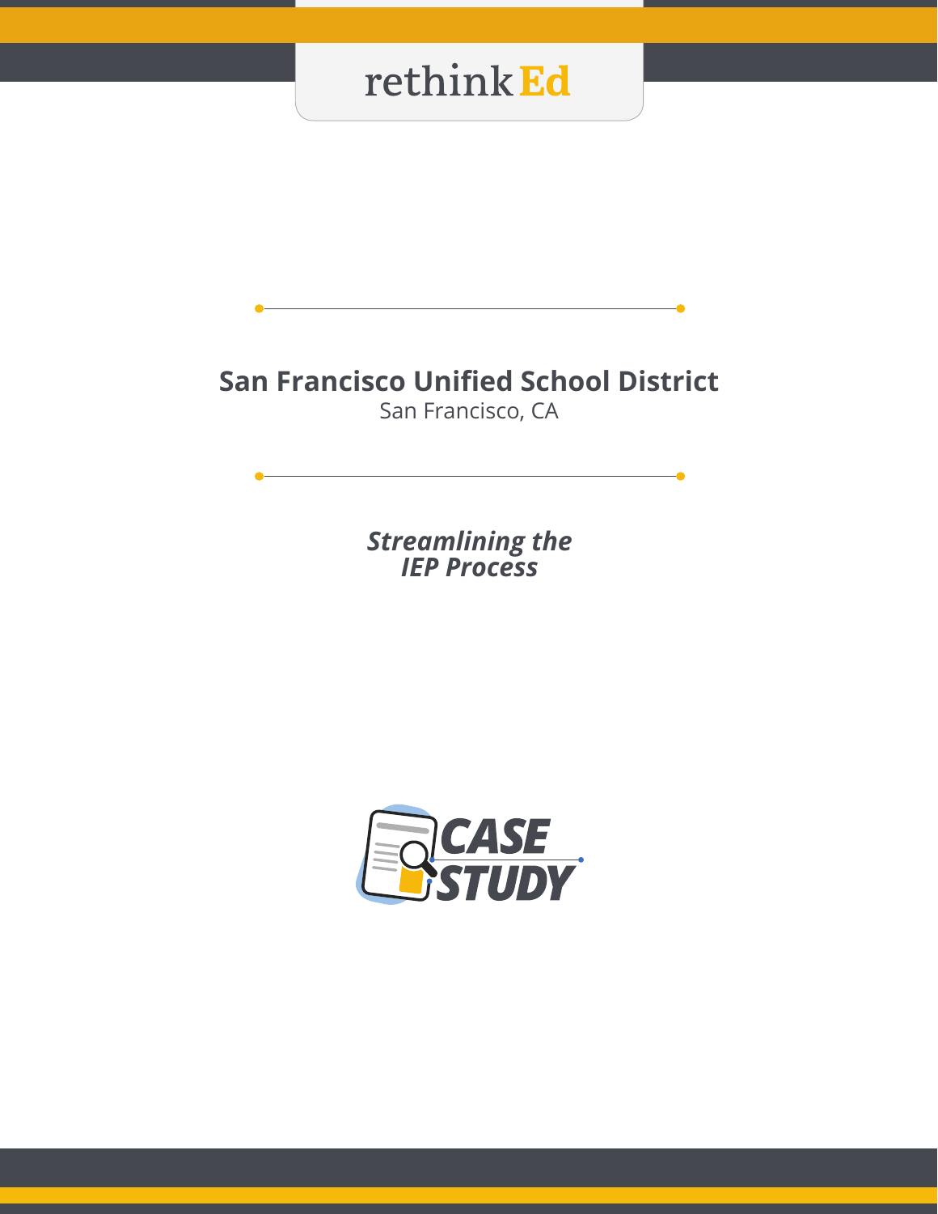rethink Ed

# San Francisco Unified School District

San Francisco, CA

***Streamlining the IEP Process***

CASE STUDY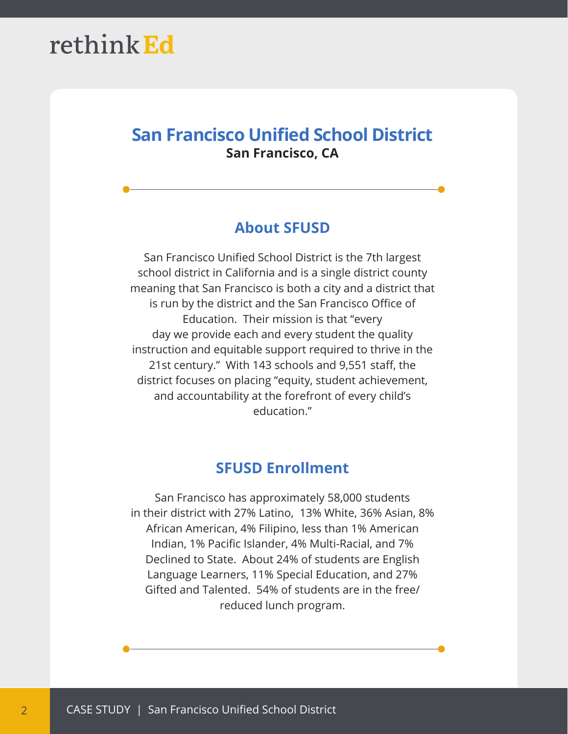# San Francisco Unified School District

**San Francisco, CA**

## About SFUSD

San Francisco Unified School District is the 7th largest school district in California and is a single district county meaning that San Francisco is both a city and a district that is run by the district and the San Francisco Office of Education. Their mission is that "every day we provide each and every student the quality instruction and equitable support required to thrive in the 21st century." With 143 schools and 9,551 staff, the district focuses on placing "equity, student achievement, and accountability at the forefront of every child's education."

## SFUSD Enrollment

San Francisco has approximately 58,000 students in their district with 27% Latino, 13% White, 36% Asian, 8% African American, 4% Filipino, less than 1% American Indian, 1% Pacific Islander, 4% Multi-Racial, and 7% Declined to State. About 24% of students are English Language Learners, 11% Special Education, and 27% Gifted and Talented. 54% of students are in the free/reduced lunch program.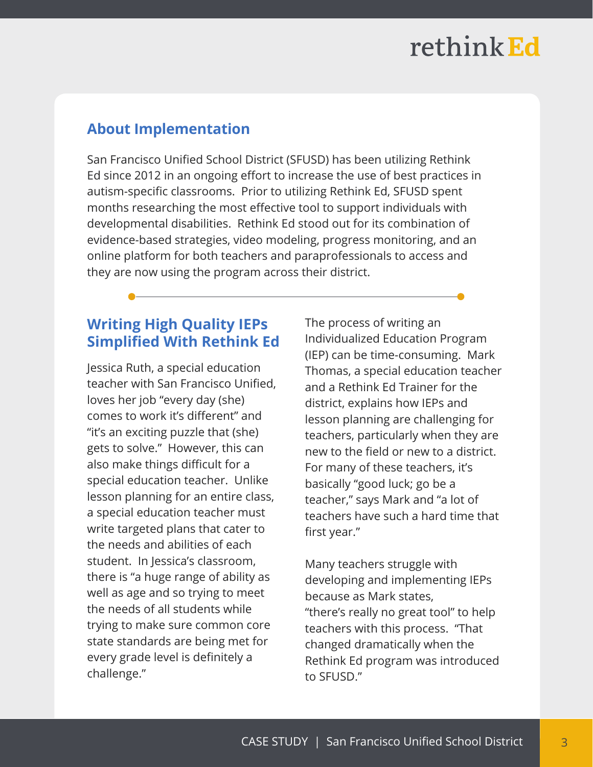## About Implementation

San Francisco Unified School District (SFUSD) has been utilizing Rethink Ed since 2012 in an ongoing effort to increase the use of best practices in autism-specific classrooms. Prior to utilizing Rethink Ed, SFUSD spent months researching the most effective tool to support individuals with developmental disabilities. Rethink Ed stood out for its combination of evidence-based strategies, video modeling, progress monitoring, and an online platform for both teachers and paraprofessionals to access and they are now using the program across their district.

## Writing High Quality IEPs Simplified With Rethink Ed

Jessica Ruth, a special education teacher with San Francisco Unified, loves her job "every day (she) comes to work it's different" and "it's an exciting puzzle that (she) gets to solve." However, this can also make things difficult for a special education teacher. Unlike lesson planning for an entire class, a special education teacher must write targeted plans that cater to the needs and abilities of each student. In Jessica's classroom, there is "a huge range of ability as well as age and so trying to meet the needs of all students while trying to make sure common core state standards are being met for every grade level is definitely a challenge."

The process of writing an Individualized Education Program (IEP) can be time-consuming. Mark Thomas, a special education teacher and a Rethink Ed Trainer for the district, explains how IEPs and lesson planning are challenging for teachers, particularly when they are new to the field or new to a district. For many of these teachers, it's basically "good luck; go be a teacher," says Mark and "a lot of teachers have such a hard time that first year."

Many teachers struggle with developing and implementing IEPs because as Mark states, "there's really no great tool" to help teachers with this process. "That changed dramatically when the Rethink Ed program was introduced to SFUSD."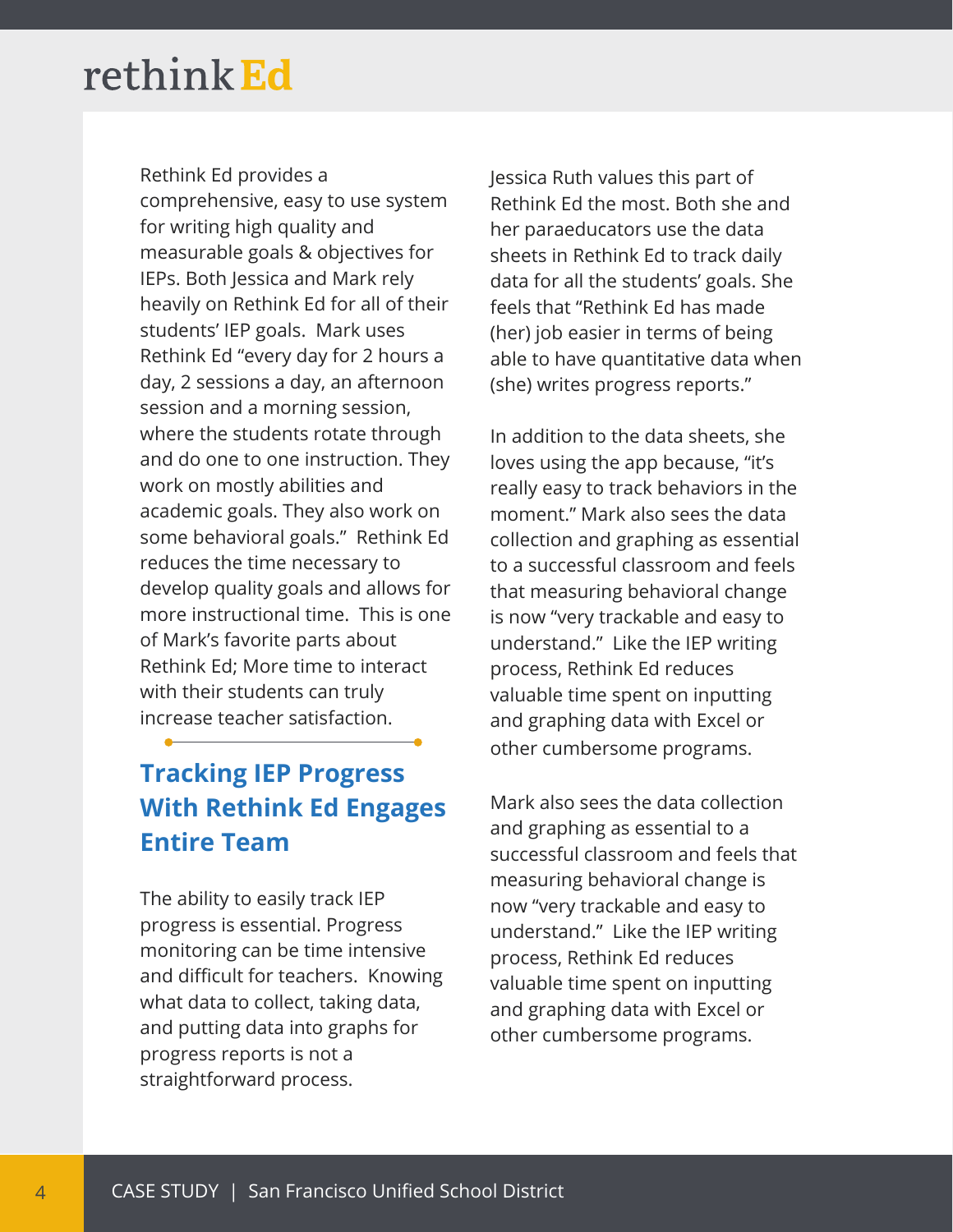Rethink Ed provides a comprehensive, easy to use system for writing high quality and measurable goals & objectives for IEPs. Both Jessica and Mark rely heavily on Rethink Ed for all of their students' IEP goals. Mark uses Rethink Ed "every day for 2 hours a day, 2 sessions a day, an afternoon session and a morning session, where the students rotate through and do one to one instruction. They work on mostly abilities and academic goals. They also work on some behavioral goals." Rethink Ed reduces the time necessary to develop quality goals and allows for more instructional time. This is one of Mark's favorite parts about Rethink Ed; More time to interact with their students can truly increase teacher satisfaction.

## Tracking IEP Progress With Rethink Ed Engages Entire Team

The ability to easily track IEP progress is essential. Progress monitoring can be time intensive and difficult for teachers. Knowing what data to collect, taking data, and putting data into graphs for progress reports is not a straightforward process.

Jessica Ruth values this part of Rethink Ed the most. Both she and her paraeducators use the data sheets in Rethink Ed to track daily data for all the students' goals. She feels that "Rethink Ed has made (her) job easier in terms of being able to have quantitative data when (she) writes progress reports."

In addition to the data sheets, she loves using the app because, "it's really easy to track behaviors in the moment." Mark also sees the data collection and graphing as essential to a successful classroom and feels that measuring behavioral change is now "very trackable and easy to understand." Like the IEP writing process, Rethink Ed reduces valuable time spent on inputting and graphing data with Excel or other cumbersome programs.

Mark also sees the data collection and graphing as essential to a successful classroom and feels that measuring behavioral change is now "very trackable and easy to understand." Like the IEP writing process, Rethink Ed reduces valuable time spent on inputting and graphing data with Excel or other cumbersome programs.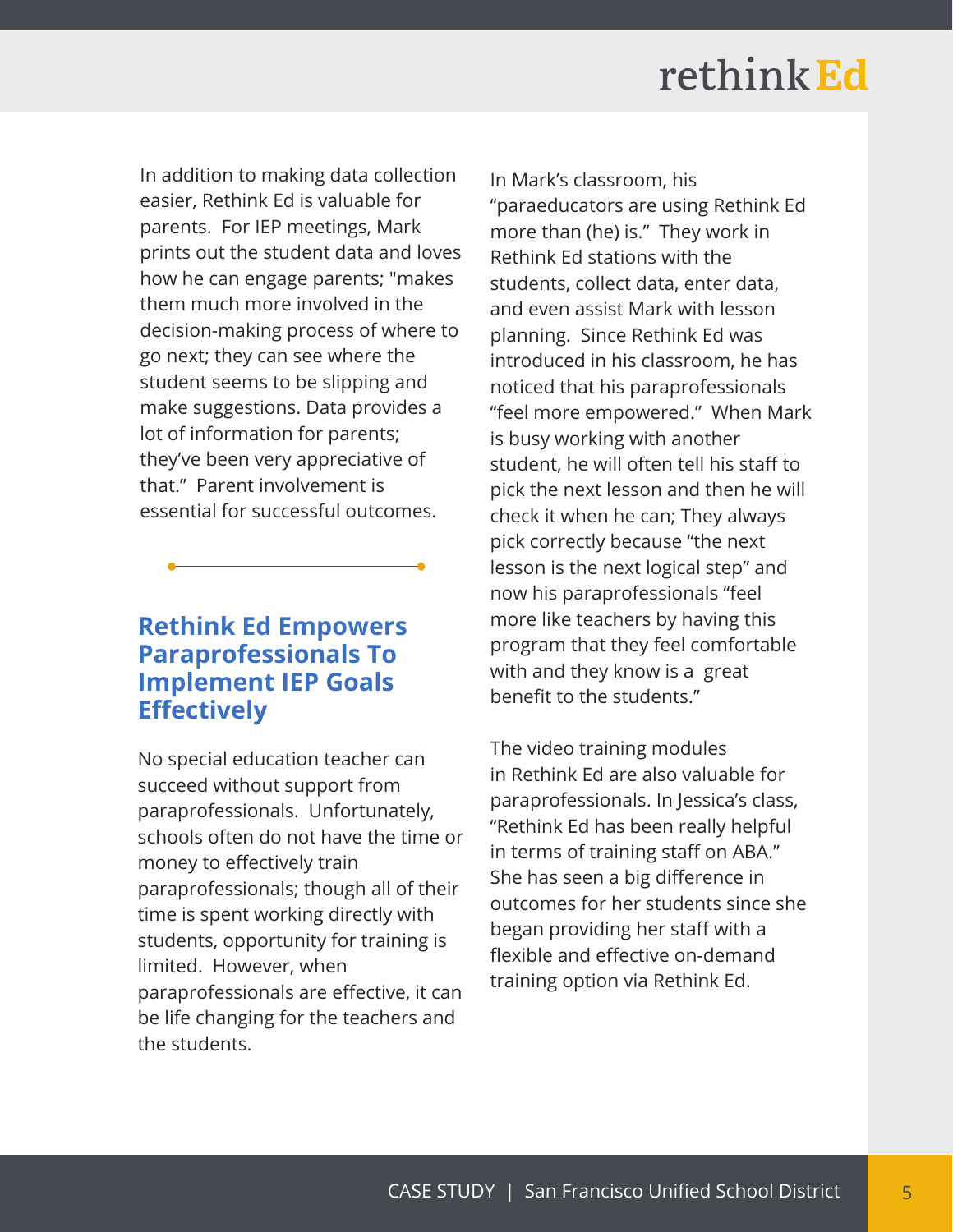In addition to making data collection easier, Rethink Ed is valuable for parents. For IEP meetings, Mark prints out the student data and loves how he can engage parents; "makes them much more involved in the decision-making process of where to go next; they can see where the student seems to be slipping and make suggestions. Data provides a lot of information for parents; they've been very appreciative of that." Parent involvement is essential for successful outcomes.

## Rethink Ed Empowers Paraprofessionals To Implement IEP Goals Effectively

No special education teacher can succeed without support from paraprofessionals. Unfortunately, schools often do not have the time or money to effectively train paraprofessionals; though all of their time is spent working directly with students, opportunity for training is limited. However, when paraprofessionals are effective, it can be life changing for the teachers and the students.

In Mark's classroom, his "paraeducators are using Rethink Ed more than (he) is." They work in Rethink Ed stations with the students, collect data, enter data, and even assist Mark with lesson planning. Since Rethink Ed was introduced in his classroom, he has noticed that his paraprofessionals "feel more empowered." When Mark is busy working with another student, he will often tell his staff to pick the next lesson and then he will check it when he can; They always pick correctly because "the next lesson is the next logical step" and now his paraprofessionals "feel more like teachers by having this program that they feel comfortable with and they know is a great benefit to the students."

The video training modules in Rethink Ed are also valuable for paraprofessionals. In Jessica's class, "Rethink Ed has been really helpful in terms of training staff on ABA." She has seen a big difference in outcomes for her students since she began providing her staff with a flexible and effective on-demand training option via Rethink Ed.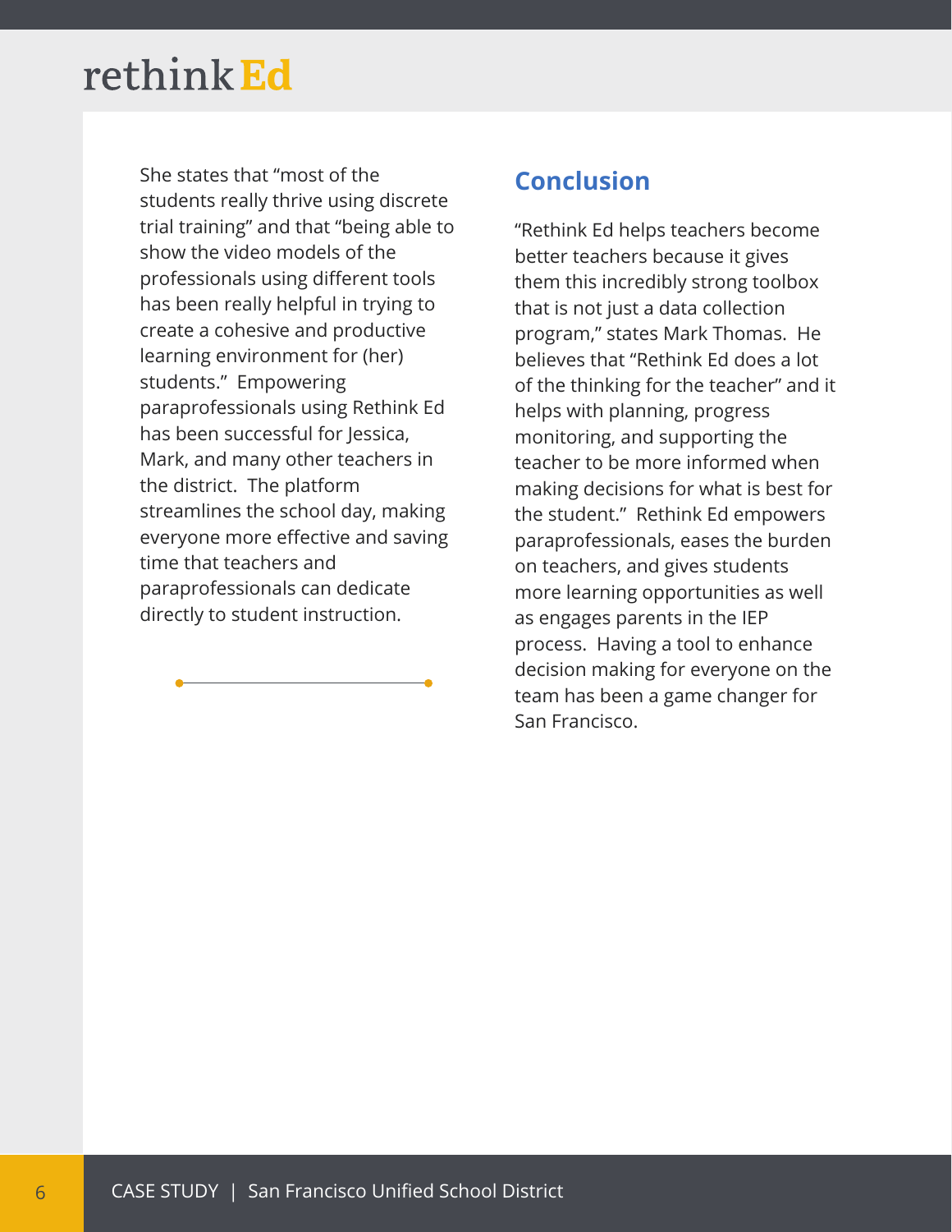She states that “most of the students really thrive using discrete trial training” and that “being able to show the video models of the professionals using different tools has been really helpful in trying to create a cohesive and productive learning environment for (her) students.” Empowering paraprofessionals using Rethink Ed has been successful for Jessica, Mark, and many other teachers in the district. The platform streamlines the school day, making everyone more effective and saving time that teachers and paraprofessionals can dedicate directly to student instruction.

## Conclusion

“Rethink Ed helps teachers become better teachers because it gives them this incredibly strong toolbox that is not just a data collection program,” states Mark Thomas. He believes that “Rethink Ed does a lot of the thinking for the teacher” and it helps with planning, progress monitoring, and supporting the teacher to be more informed when making decisions for what is best for the student.” Rethink Ed empowers paraprofessionals, eases the burden on teachers, and gives students more learning opportunities as well as engages parents in the IEP process. Having a tool to enhance decision making for everyone on the team has been a game changer for San Francisco.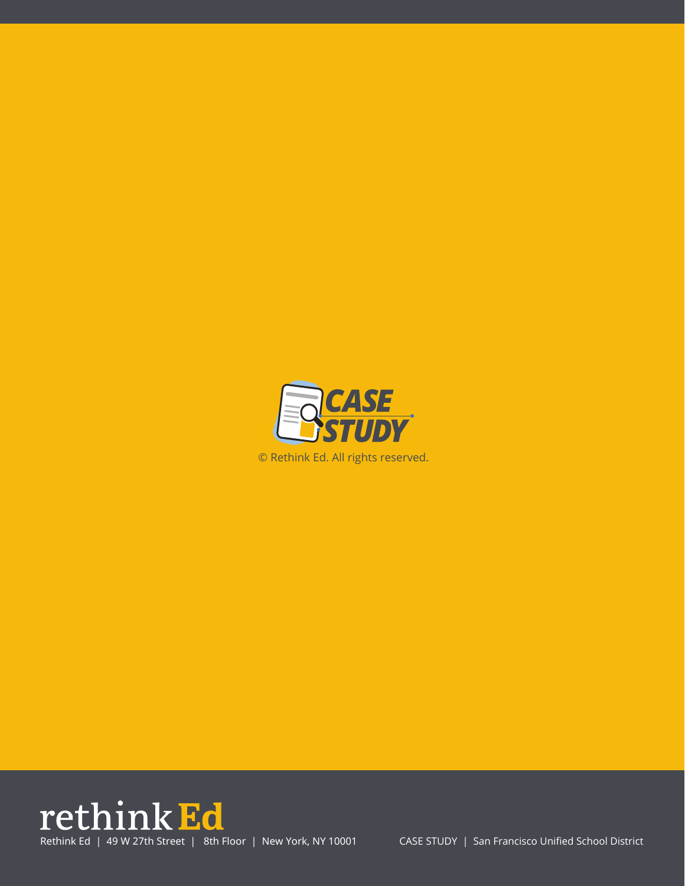CASE STUDY

© Rethink Ed. All rights reserved.

rethink Ed

Rethink Ed | 49 W 27th Street | 8th Floor | New York, NY 10001